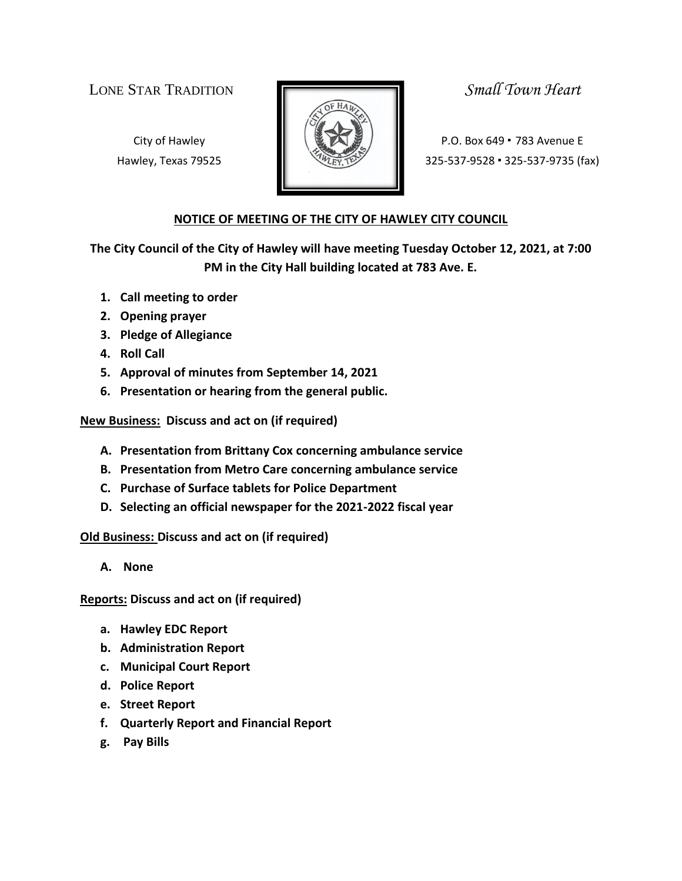LONE STAR TRADITION *Small Town Heart*

City of Hawley
Hawley, Texas 79525

P.O. Box 649 ▪ 783 Avenue E
325-537-9528 ▪ 325-537-9735 (fax)

## NOTICE OF MEETING OF THE CITY OF HAWLEY CITY COUNCIL

**The City Council of the City of Hawley will have meeting Tuesday October 12, 2021, at 7:00 PM in the City Hall building located at 783 Ave. E.**

1. **Call meeting to order**
2. **Opening prayer**
3. **Pledge of Allegiance**
4. **Roll Call**
5. **Approval of minutes from September 14, 2021**
6. **Presentation or hearing from the general public.**

**New Business: Discuss and act on (if required)**

- **A. Presentation from Brittany Cox concerning ambulance service**
- **B. Presentation from Metro Care concerning ambulance service**
- **C. Purchase of Surface tablets for Police Department**
- **D. Selecting an official newspaper for the 2021-2022 fiscal year**

**Old Business: Discuss and act on (if required)**

- **A. None**

**Reports: Discuss and act on (if required)**

- **a. Hawley EDC Report**
- **b. Administration Report**
- **c. Municipal Court Report**
- **d. Police Report**
- **e. Street Report**
- **f. Quarterly Report and Financial Report**
- **g. Pay Bills**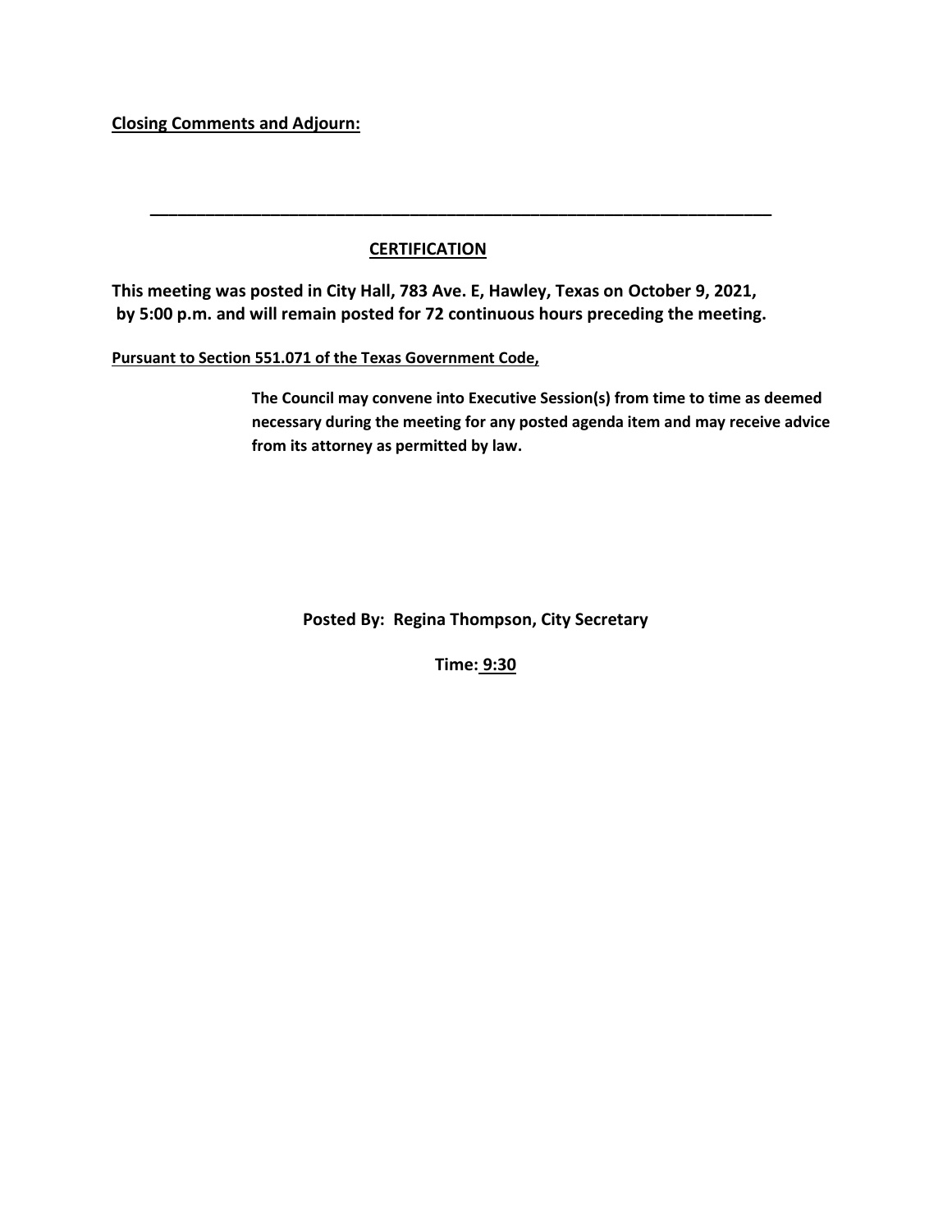**Closing Comments and Adjourn:**

---

## CERTIFICATION

**This meeting was posted in City Hall, 783 Ave. E, Hawley, Texas on October 9, 2021, by 5:00 p.m. and will remain posted for 72 continuous hours preceding the meeting.**

**Pursuant to Section 551.071 of the Texas Government Code,**

**The Council may convene into Executive Session(s) from time to time as deemed necessary during the meeting for any posted agenda item and may receive advice from its attorney as permitted by law.**

**Posted By: Regina Thompson, City Secretary**

**Time: 9:30**